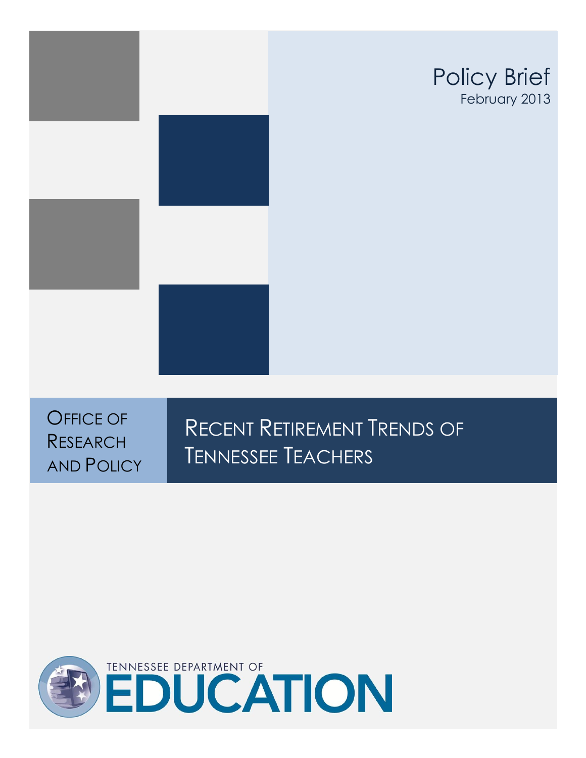Policy Brief

February 2013

OFFICE OF RESEARCH AND POLICY

# RECENT RETIREMENT TRENDS OF TENNESSEE TEACHERS

TENNESSEE DEPARTMENT OF EDUCATION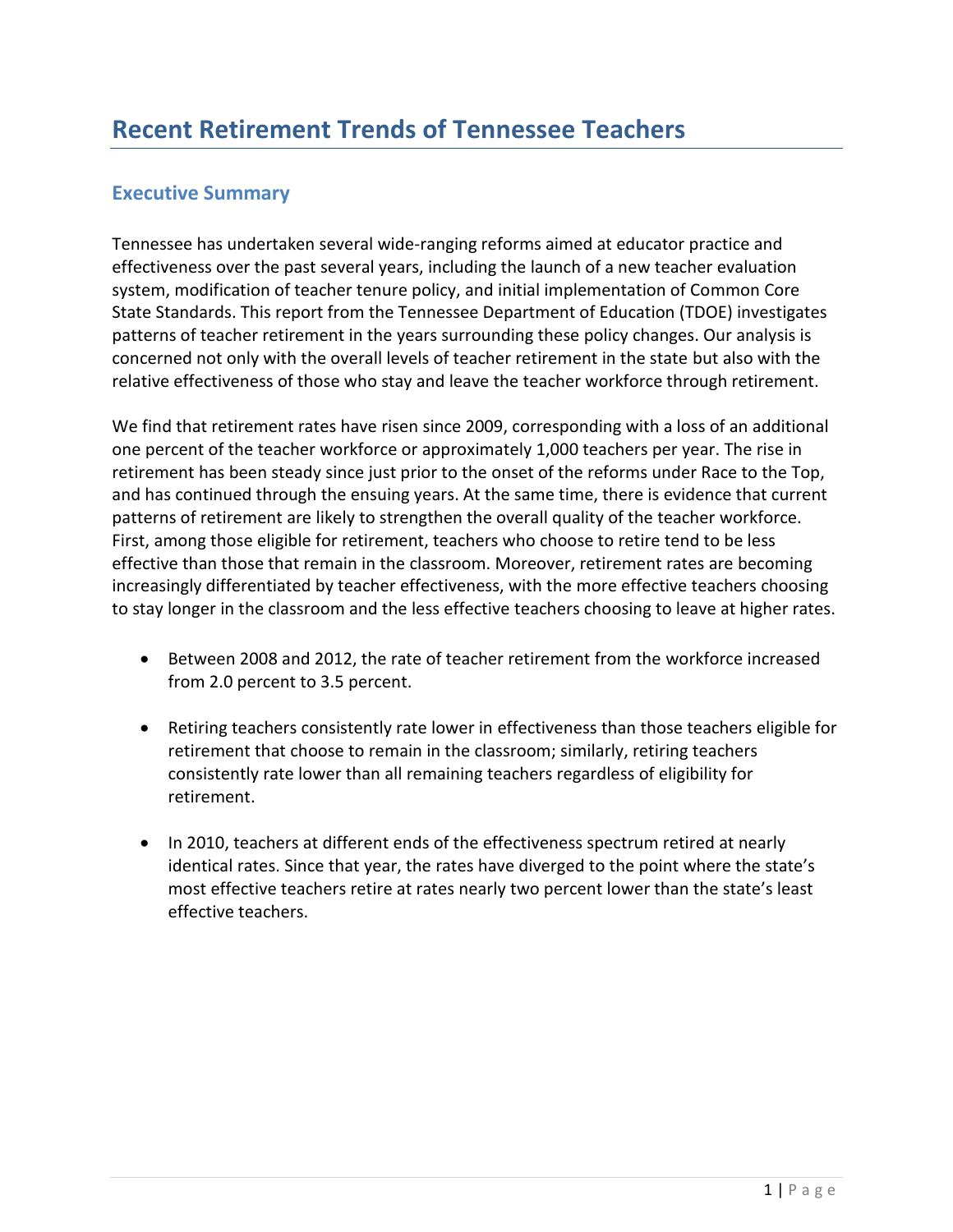# Recent Retirement Trends of Tennessee Teachers

## Executive Summary

Tennessee has undertaken several wide-ranging reforms aimed at educator practice and effectiveness over the past several years, including the launch of a new teacher evaluation system, modification of teacher tenure policy, and initial implementation of Common Core State Standards. This report from the Tennessee Department of Education (TDOE) investigates patterns of teacher retirement in the years surrounding these policy changes. Our analysis is concerned not only with the overall levels of teacher retirement in the state but also with the relative effectiveness of those who stay and leave the teacher workforce through retirement.

We find that retirement rates have risen since 2009, corresponding with a loss of an additional one percent of the teacher workforce or approximately 1,000 teachers per year. The rise in retirement has been steady since just prior to the onset of the reforms under Race to the Top, and has continued through the ensuing years. At the same time, there is evidence that current patterns of retirement are likely to strengthen the overall quality of the teacher workforce. First, among those eligible for retirement, teachers who choose to retire tend to be less effective than those that remain in the classroom. Moreover, retirement rates are becoming increasingly differentiated by teacher effectiveness, with the more effective teachers choosing to stay longer in the classroom and the less effective teachers choosing to leave at higher rates.

- Between 2008 and 2012, the rate of teacher retirement from the workforce increased from 2.0 percent to 3.5 percent.
- Retiring teachers consistently rate lower in effectiveness than those teachers eligible for retirement that choose to remain in the classroom; similarly, retiring teachers consistently rate lower than all remaining teachers regardless of eligibility for retirement.
- In 2010, teachers at different ends of the effectiveness spectrum retired at nearly identical rates. Since that year, the rates have diverged to the point where the state's most effective teachers retire at rates nearly two percent lower than the state's least effective teachers.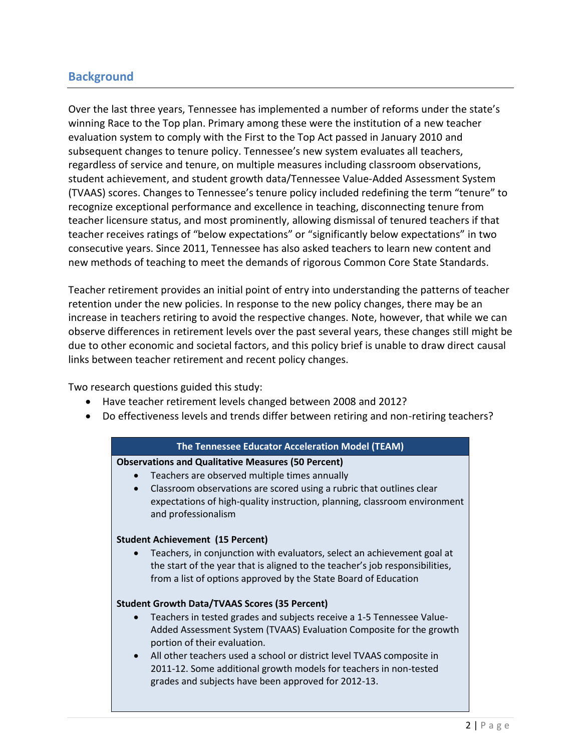## Background

Over the last three years, Tennessee has implemented a number of reforms under the state's winning Race to the Top plan. Primary among these were the institution of a new teacher evaluation system to comply with the First to the Top Act passed in January 2010 and subsequent changes to tenure policy. Tennessee's new system evaluates all teachers, regardless of service and tenure, on multiple measures including classroom observations, student achievement, and student growth data/Tennessee Value-Added Assessment System (TVAAS) scores. Changes to Tennessee's tenure policy included redefining the term "tenure" to recognize exceptional performance and excellence in teaching, disconnecting tenure from teacher licensure status, and most prominently, allowing dismissal of tenured teachers if that teacher receives ratings of "below expectations" or "significantly below expectations" in two consecutive years. Since 2011, Tennessee has also asked teachers to learn new content and new methods of teaching to meet the demands of rigorous Common Core State Standards.

Teacher retirement provides an initial point of entry into understanding the patterns of teacher retention under the new policies. In response to the new policy changes, there may be an increase in teachers retiring to avoid the respective changes. Note, however, that while we can observe differences in retirement levels over the past several years, these changes still might be due to other economic and societal factors, and this policy brief is unable to draw direct causal links between teacher retirement and recent policy changes.

Two research questions guided this study:

- Have teacher retirement levels changed between 2008 and 2012?
- Do effectiveness levels and trends differ between retiring and non-retiring teachers?

**The Tennessee Educator Acceleration Model (TEAM)**

**Observations and Qualitative Measures (50 Percent)**

- Teachers are observed multiple times annually
- Classroom observations are scored using a rubric that outlines clear expectations of high-quality instruction, planning, classroom environment and professionalism

**Student Achievement (15 Percent)**

- Teachers, in conjunction with evaluators, select an achievement goal at the start of the year that is aligned to the teacher's job responsibilities, from a list of options approved by the State Board of Education

**Student Growth Data/TVAAS Scores (35 Percent)**

- Teachers in tested grades and subjects receive a 1-5 Tennessee Value-Added Assessment System (TVAAS) Evaluation Composite for the growth portion of their evaluation.
- All other teachers used a school or district level TVAAS composite in 2011-12. Some additional growth models for teachers in non-tested grades and subjects have been approved for 2012-13.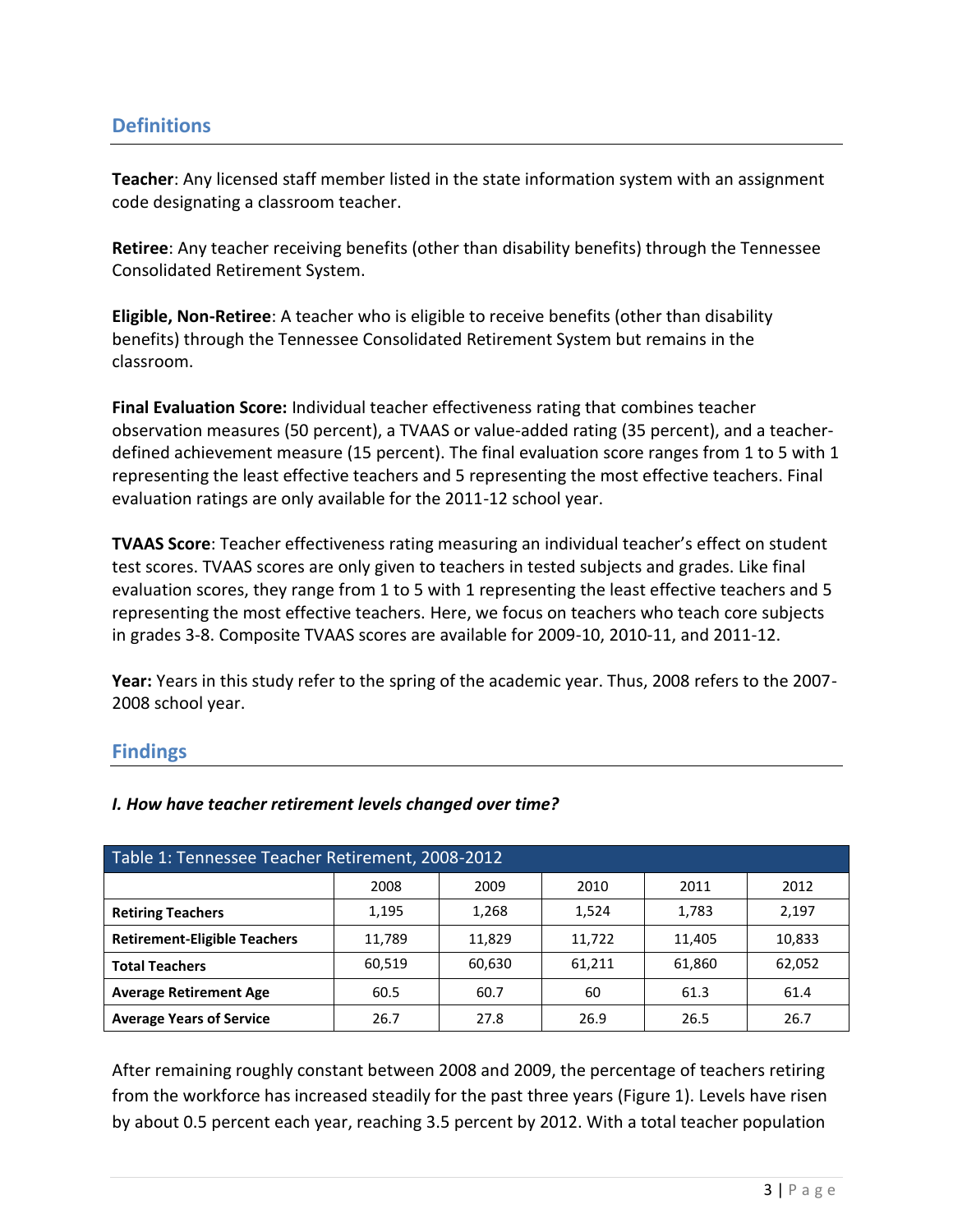## Definitions

**Teacher**: Any licensed staff member listed in the state information system with an assignment code designating a classroom teacher.

**Retiree**: Any teacher receiving benefits (other than disability benefits) through the Tennessee Consolidated Retirement System.

**Eligible, Non-Retiree**: A teacher who is eligible to receive benefits (other than disability benefits) through the Tennessee Consolidated Retirement System but remains in the classroom.

**Final Evaluation Score:** Individual teacher effectiveness rating that combines teacher observation measures (50 percent), a TVAAS or value-added rating (35 percent), and a teacher-defined achievement measure (15 percent). The final evaluation score ranges from 1 to 5 with 1 representing the least effective teachers and 5 representing the most effective teachers. Final evaluation ratings are only available for the 2011-12 school year.

**TVAAS Score**: Teacher effectiveness rating measuring an individual teacher's effect on student test scores. TVAAS scores are only given to teachers in tested subjects and grades. Like final evaluation scores, they range from 1 to 5 with 1 representing the least effective teachers and 5 representing the most effective teachers. Here, we focus on teachers who teach core subjects in grades 3-8. Composite TVAAS scores are available for 2009-10, 2010-11, and 2011-12.

**Year:** Years in this study refer to the spring of the academic year. Thus, 2008 refers to the 2007-2008 school year.

## Findings

### *I. How have teacher retirement levels changed over time?*

Table 1: Tennessee Teacher Retirement, 2008-2012

| | 2008 | 2009 | 2010 | 2011 | 2012 |
|---|---|---|---|---|---|
| **Retiring Teachers** | 1,195 | 1,268 | 1,524 | 1,783 | 2,197 |
| **Retirement-Eligible Teachers** | 11,789 | 11,829 | 11,722 | 11,405 | 10,833 |
| **Total Teachers** | 60,519 | 60,630 | 61,211 | 61,860 | 62,052 |
| **Average Retirement Age** | 60.5 | 60.7 | 60 | 61.3 | 61.4 |
| **Average Years of Service** | 26.7 | 27.8 | 26.9 | 26.5 | 26.7 |

After remaining roughly constant between 2008 and 2009, the percentage of teachers retiring from the workforce has increased steadily for the past three years (Figure 1). Levels have risen by about 0.5 percent each year, reaching 3.5 percent by 2012. With a total teacher population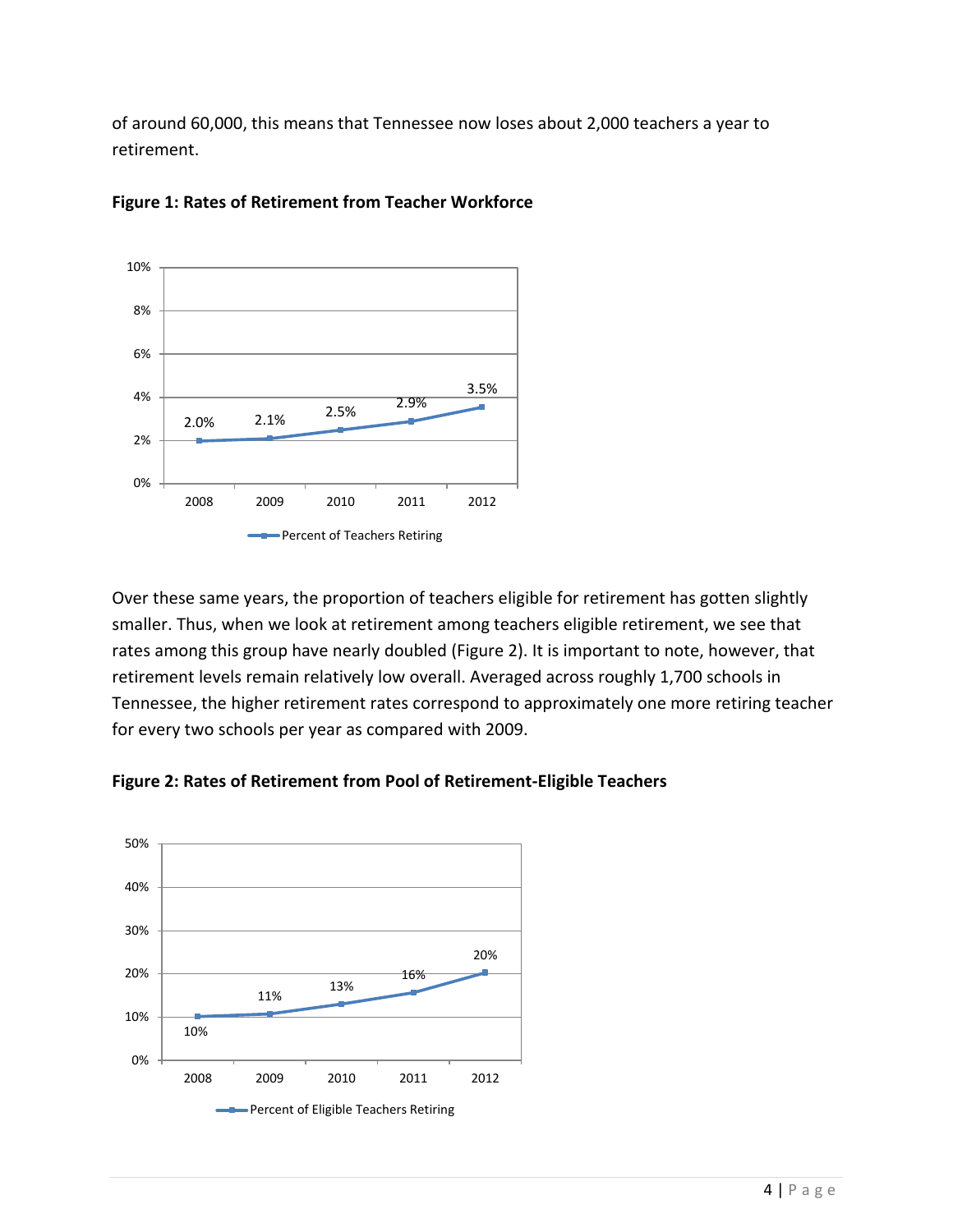of around 60,000, this means that Tennessee now loses about 2,000 teachers a year to retirement.

**Figure 1: Rates of Retirement from Teacher Workforce**

10%
8%
6%
4%
2%
0%

2.0%
2.1%
2.5%
2.9%
3.5%

2008
2009
2010
2011
2012

Percent of Teachers Retiring

Over these same years, the proportion of teachers eligible for retirement has gotten slightly smaller. Thus, when we look at retirement among teachers eligible retirement, we see that rates among this group have nearly doubled (Figure 2). It is important to note, however, that retirement levels remain relatively low overall. Averaged across roughly 1,700 schools in Tennessee, the higher retirement rates correspond to approximately one more retiring teacher for every two schools per year as compared with 2009.

**Figure 2: Rates of Retirement from Pool of Retirement-Eligible Teachers**

50%
40%
30%
20%
10%
0%

10%
11%
13%
16%
20%

2008
2009
2010
2011
2012

Percent of Eligible Teachers Retiring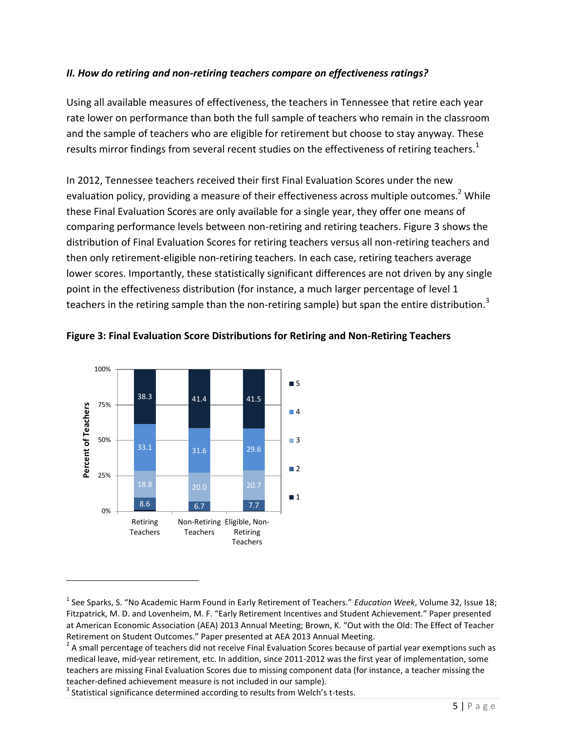### *II. How do retiring and non-retiring teachers compare on effectiveness ratings?*

Using all available measures of effectiveness, the teachers in Tennessee that retire each year rate lower on performance than both the full sample of teachers who remain in the classroom and the sample of teachers who are eligible for retirement but choose to stay anyway. These results mirror findings from several recent studies on the effectiveness of retiring teachers.[1]

In 2012, Tennessee teachers received their first Final Evaluation Scores under the new evaluation policy, providing a measure of their effectiveness across multiple outcomes.[2] While these Final Evaluation Scores are only available for a single year, they offer one means of comparing performance levels between non-retiring and retiring teachers. Figure 3 shows the distribution of Final Evaluation Scores for retiring teachers versus all non-retiring teachers and then only retirement-eligible non-retiring teachers. In each case, retiring teachers average lower scores. Importantly, these statistically significant differences are not driven by any single point in the effectiveness distribution (for instance, a much larger percentage of level 1 teachers in the retiring sample than the non-retiring sample) but span the entire distribution.[3]

**Figure 3: Final Evaluation Score Distributions for Retiring and Non-Retiring Teachers**

Percent of Teachers

100%
75%
50%
25%
0%

Retiring Teachers: 38.3, 33.1, 18.8, 8.6
Non-Retiring Teachers: 41.4, 31.6, 20.0, 6.7
Eligible, Non-Retiring Teachers: 41.5, 29.6, 20.7, 7.7

5
4
3
2
1

---

[1] See Sparks, S. "No Academic Harm Found in Early Retirement of Teachers." *Education Week*, Volume 32, Issue 18; Fitzpatrick, M. D. and Lovenheim, M. F. "Early Retirement Incentives and Student Achievement." Paper presented at American Economic Association (AEA) 2013 Annual Meeting; Brown, K. "Out with the Old: The Effect of Teacher Retirement on Student Outcomes." Paper presented at AEA 2013 Annual Meeting.

[2] A small percentage of teachers did not receive Final Evaluation Scores because of partial year exemptions such as medical leave, mid-year retirement, etc. In addition, since 2011-2012 was the first year of implementation, some teachers are missing Final Evaluation Scores due to missing component data (for instance, a teacher missing the teacher-defined achievement measure is not included in our sample).

[3] Statistical significance determined according to results from Welch's t-tests.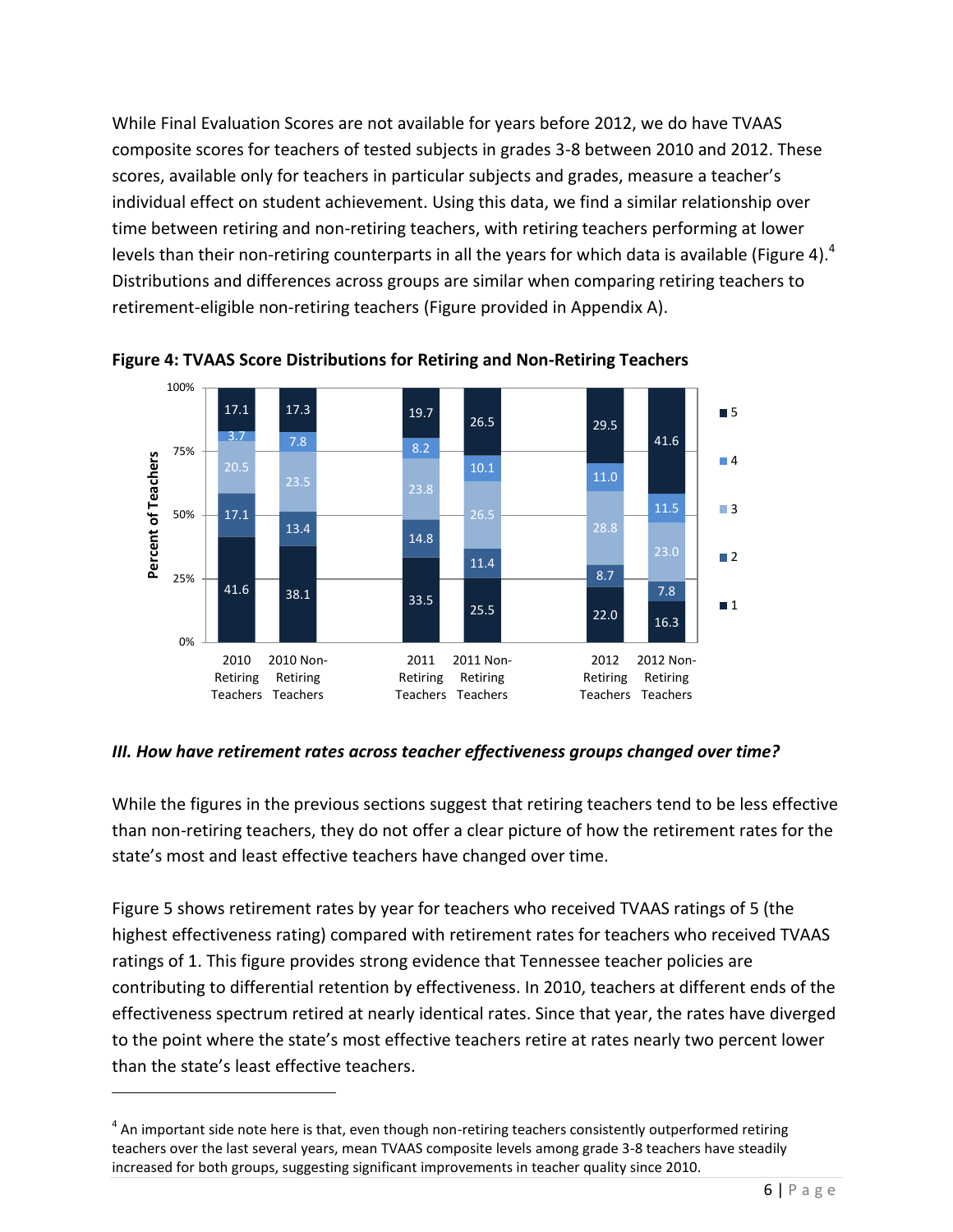While Final Evaluation Scores are not available for years before 2012, we do have TVAAS composite scores for teachers of tested subjects in grades 3-8 between 2010 and 2012. These scores, available only for teachers in particular subjects and grades, measure a teacher's individual effect on student achievement. Using this data, we find a similar relationship over time between retiring and non-retiring teachers, with retiring teachers performing at lower levels than their non-retiring counterparts in all the years for which data is available (Figure 4).[4] Distributions and differences across groups are similar when comparing retiring teachers to retirement-eligible non-retiring teachers (Figure provided in Appendix A).

**Figure 4: TVAAS Score Distributions for Retiring and Non-Retiring Teachers**

Percent of Teachers

100%
75%
50%
25%
0%

2010 Retiring Teachers: 41.6, 17.1, 20.5, 3.7, 17.1
2010 Non-Retiring Teachers: 38.1, 13.4, 23.5, 7.8, 17.3
2011 Retiring Teachers: 33.5, 14.8, 23.8, 8.2, 19.7
2011 Non-Retiring Teachers: 25.5, 11.4, 26.5, 10.1, 26.5
2012 Retiring Teachers: 22.0, 8.7, 28.8, 11.0, 29.5
2012 Non-Retiring Teachers: 16.3, 7.8, 23.0, 11.5, 41.6

5
4
3
2
1

### *III. How have retirement rates across teacher effectiveness groups changed over time?*

While the figures in the previous sections suggest that retiring teachers tend to be less effective than non-retiring teachers, they do not offer a clear picture of how the retirement rates for the state's most and least effective teachers have changed over time.

Figure 5 shows retirement rates by year for teachers who received TVAAS ratings of 5 (the highest effectiveness rating) compared with retirement rates for teachers who received TVAAS ratings of 1. This figure provides strong evidence that Tennessee teacher policies are contributing to differential retention by effectiveness. In 2010, teachers at different ends of the effectiveness spectrum retired at nearly identical rates. Since that year, the rates have diverged to the point where the state's most effective teachers retire at rates nearly two percent lower than the state's least effective teachers.

---

[4] An important side note here is that, even though non-retiring teachers consistently outperformed retiring teachers over the last several years, mean TVAAS composite levels among grade 3-8 teachers have steadily increased for both groups, suggesting significant improvements in teacher quality since 2010.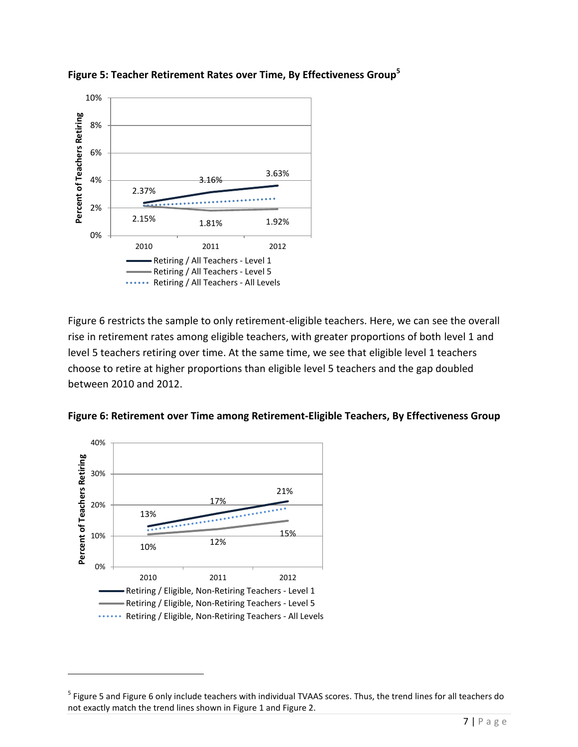**Figure 5: Teacher Retirement Rates over Time, By Effectiveness Group**[5]

Percent of Teachers Retiring

10%
8%
6%
4%
2%
0%

2.37%
3.16%
3.63%
2.15%
1.81%
1.92%

2010
2011
2012

Retiring / All Teachers - Level 1
Retiring / All Teachers - Level 5
Retiring / All Teachers - All Levels

Figure 6 restricts the sample to only retirement-eligible teachers. Here, we can see the overall rise in retirement rates among eligible teachers, with greater proportions of both level 1 and level 5 teachers retiring over time. At the same time, we see that eligible level 1 teachers choose to retire at higher proportions than eligible level 5 teachers and the gap doubled between 2010 and 2012.

**Figure 6: Retirement over Time among Retirement-Eligible Teachers, By Effectiveness Group**

Percent of Teachers Retiring

40%
30%
20%
10%
0%

13%
17%
21%
10%
12%
15%

2010
2011
2012

Retiring / Eligible, Non-Retiring Teachers - Level 1
Retiring / Eligible, Non-Retiring Teachers - Level 5
Retiring / Eligible, Non-Retiring Teachers - All Levels

---

[5] Figure 5 and Figure 6 only include teachers with individual TVAAS scores. Thus, the trend lines for all teachers do not exactly match the trend lines shown in Figure 1 and Figure 2.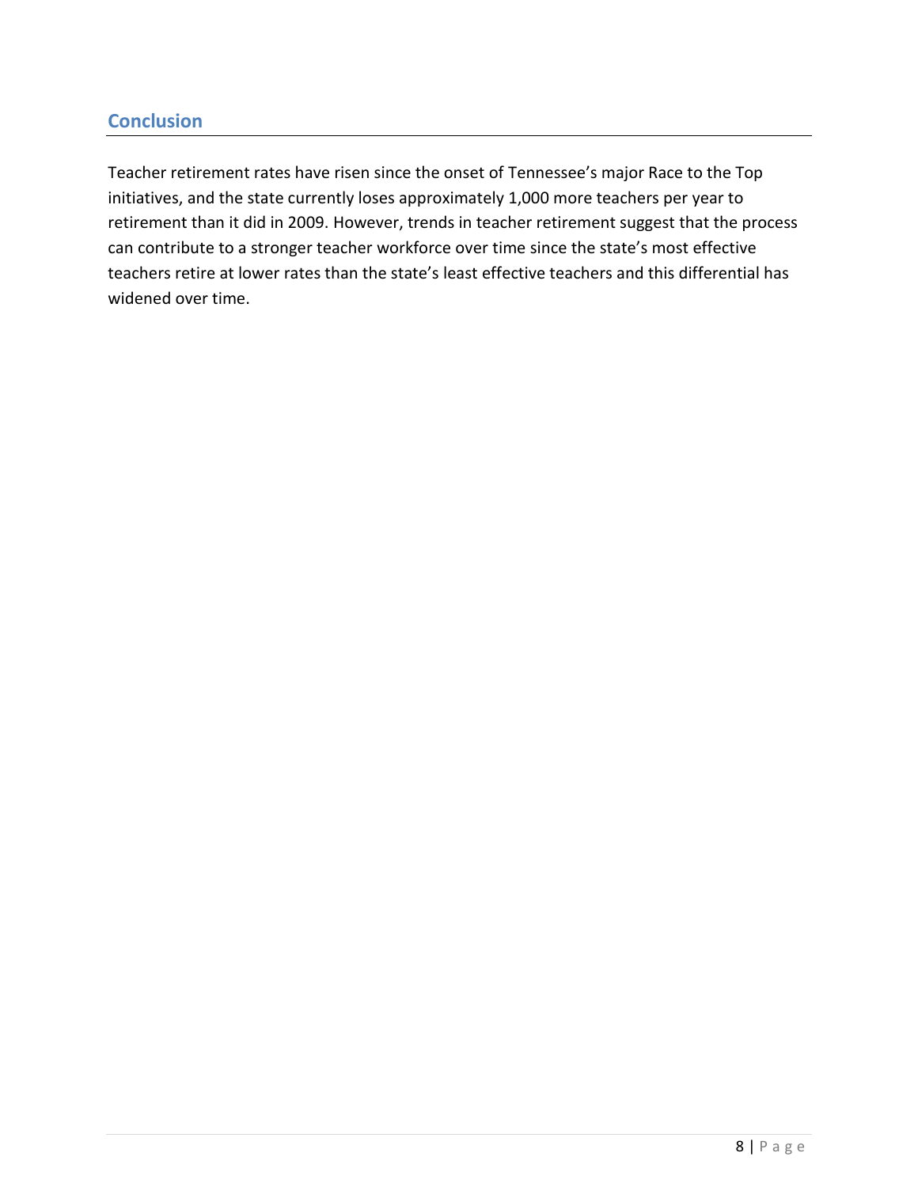## Conclusion

Teacher retirement rates have risen since the onset of Tennessee's major Race to the Top initiatives, and the state currently loses approximately 1,000 more teachers per year to retirement than it did in 2009. However, trends in teacher retirement suggest that the process can contribute to a stronger teacher workforce over time since the state's most effective teachers retire at lower rates than the state's least effective teachers and this differential has widened over time.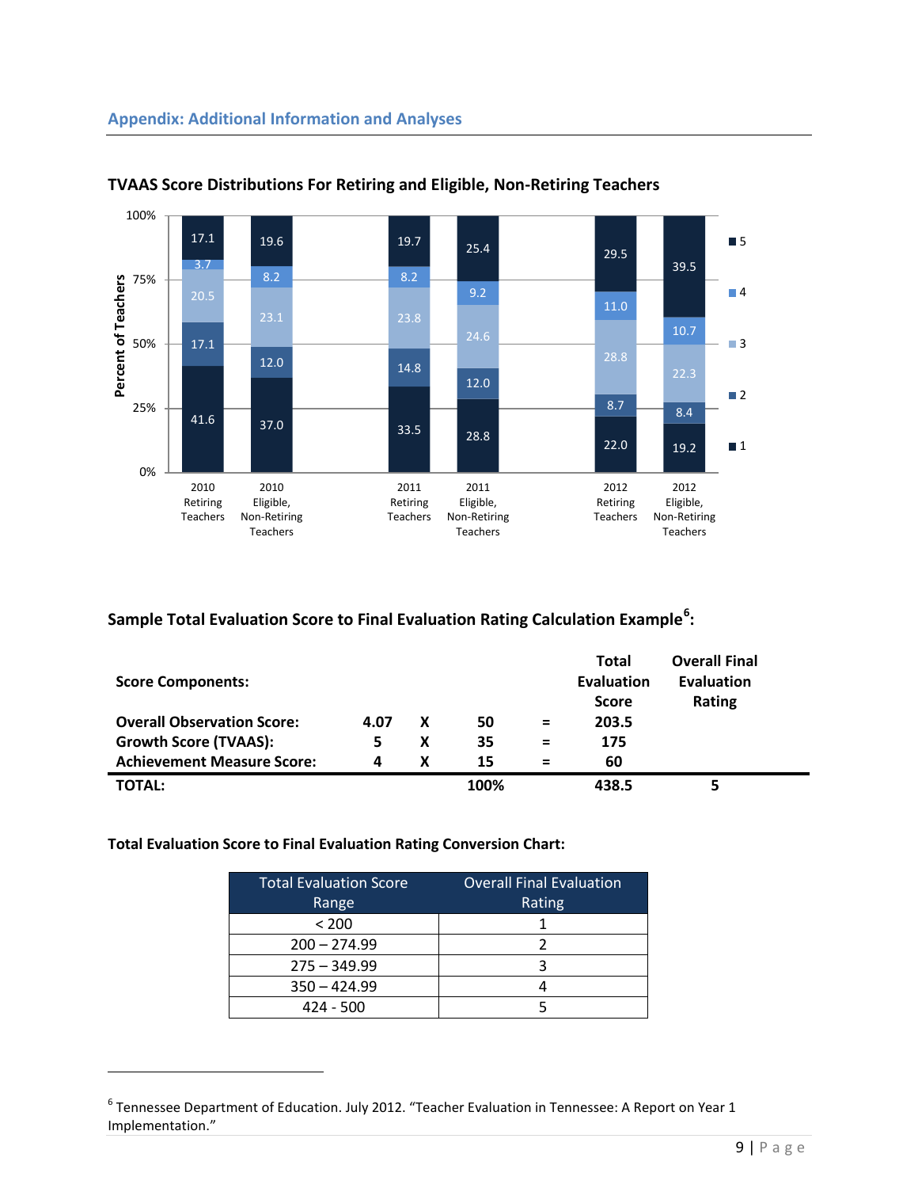## Appendix: Additional Information and Analyses

### TVAAS Score Distributions For Retiring and Eligible, Non-Retiring Teachers

100%
75%
50%
25%
0%

Percent of Teachers

17.1
3.7
20.5
17.1
41.6

19.6
8.2
23.1
12.0
37.0

19.7
8.2
23.8
14.8
33.5

25.4
9.2
24.6
12.0
28.8

29.5
11.0
28.8
8.7
22.0

39.5
10.7
22.3
8.4
19.2

2010 Retiring Teachers
2010 Eligible, Non-Retiring Teachers
2011 Retiring Teachers
2011 Eligible, Non-Retiring Teachers
2012 Retiring Teachers
2012 Eligible, Non-Retiring Teachers

5
4
3
2
1

### Sample Total Evaluation Score to Final Evaluation Rating Calculation Example[6]:

| **Score Components:** | | | | | **Total Evaluation Score** | **Overall Final Evaluation Rating** |
|---|---|---|---|---|---|---|
| **Overall Observation Score:** | **4.07** | **X** | **50** | **=** | **203.5** | |
| **Growth Score (TVAAS):** | **5** | **X** | **35** | **=** | **175** | |
| **Achievement Measure Score:** | **4** | **X** | **15** | **=** | **60** | |
| **TOTAL:** | | | **100%** | | **438.5** | **5** |

**Total Evaluation Score to Final Evaluation Rating Conversion Chart:**

| Total Evaluation Score Range | Overall Final Evaluation Rating |
|---|---|
| < 200 | 1 |
| 200 – 274.99 | 2 |
| 275 – 349.99 | 3 |
| 350 – 424.99 | 4 |
| 424 - 500 | 5 |

[6] Tennessee Department of Education. July 2012. "Teacher Evaluation in Tennessee: A Report on Year 1 Implementation."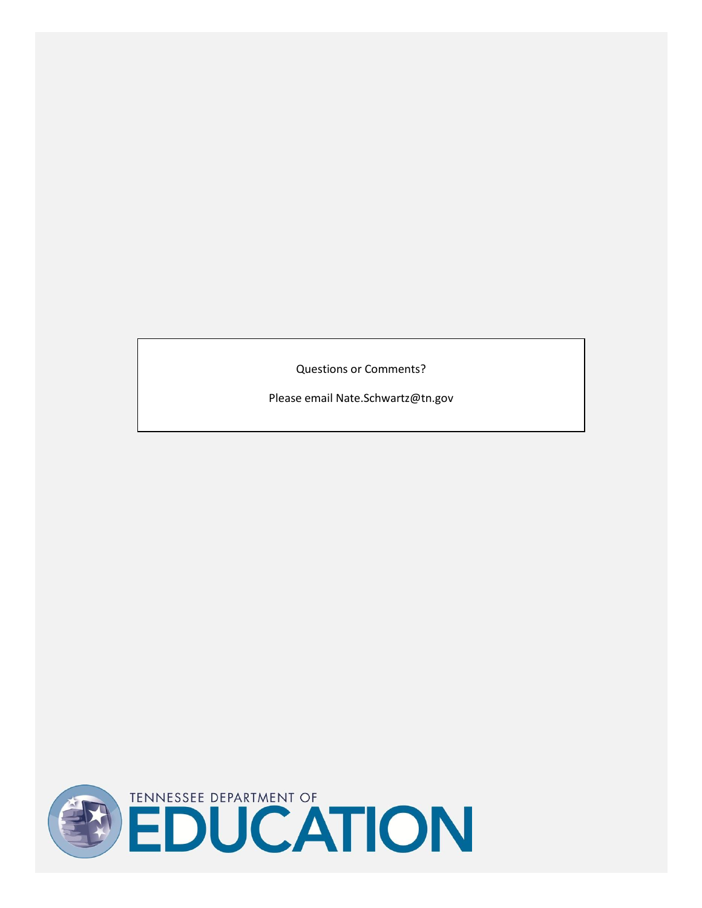Questions or Comments?

Please email Nate.Schwartz@tn.gov

TENNESSEE DEPARTMENT OF

EDUCATION